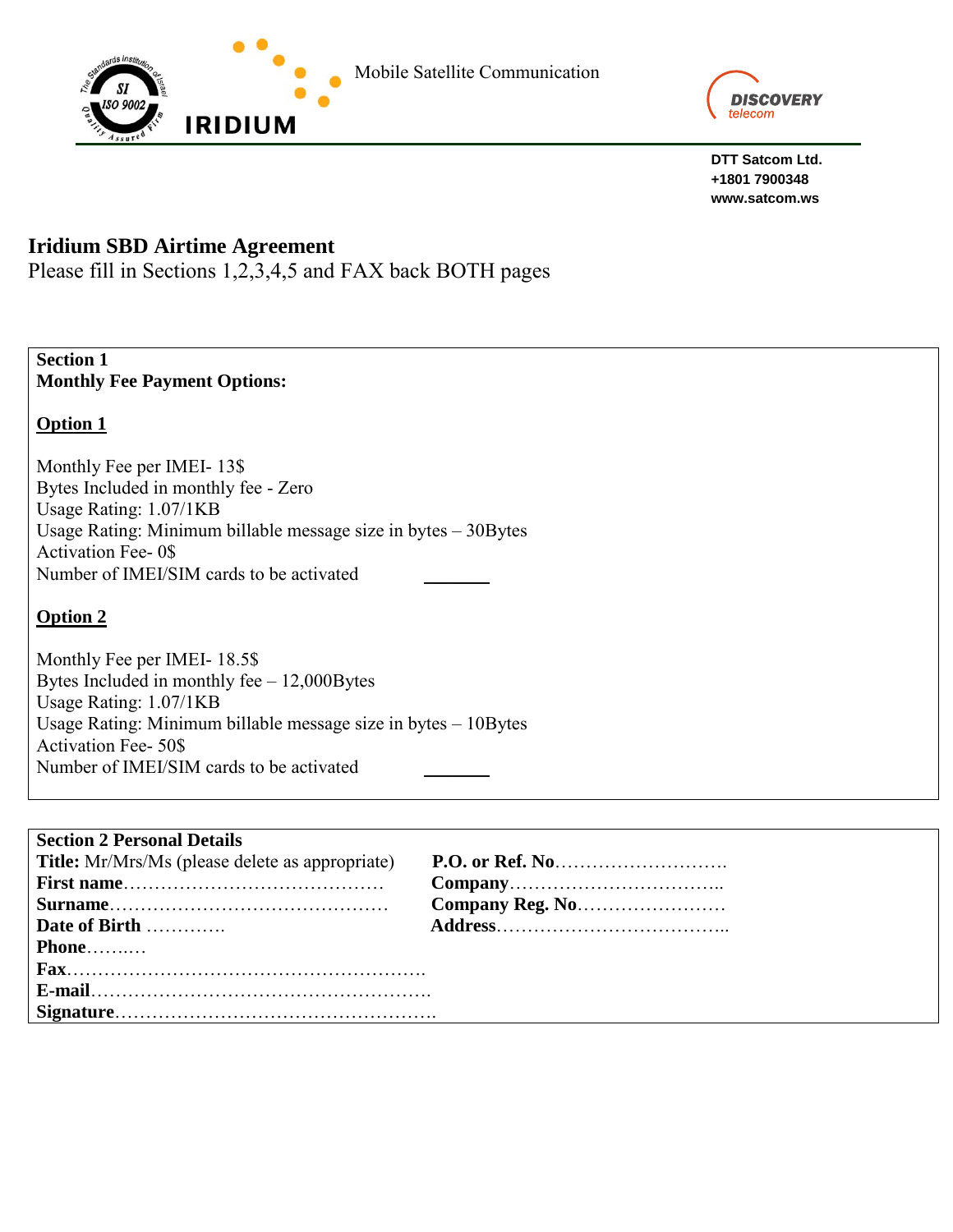Mobile Satellite Communication

IRIDIUM

DISCOVERY telecom

**DTT Satcom Ltd.**
**+1801 7900348**
**www.satcom.ws**

# Iridium SBD Airtime Agreement

Please fill in Sections 1,2,3,4,5 and FAX back BOTH pages

**Section 1**
**Monthly Fee Payment Options:**

**Option 1**

Monthly Fee per IMEI- 13$
Bytes Included in monthly fee - Zero
Usage Rating: 1.07/1KB
Usage Rating: Minimum billable message size in bytes – 30Bytes
Activation Fee- 0$
Number of IMEI/SIM cards to be activated \_\_\_\_\_\_\_

**Option 2**

Monthly Fee per IMEI- 18.5$
Bytes Included in monthly fee – 12,000Bytes
Usage Rating: 1.07/1KB
Usage Rating: Minimum billable message size in bytes – 10Bytes
Activation Fee- 50$
Number of IMEI/SIM cards to be activated \_\_\_\_\_\_\_

**Section 2 Personal Details**

**Title:** Mr/Mrs/Ms (please delete as appropriate)
**First name**……………………………………
**Surname**………………………………………
**Date of Birth** ………….
**Phone**……..…
**Fax**………………………………………………….
**E-mail**……………………………………………….
**Signature**…………………………………………….

**P.O. or Ref. No**……………………….
**Company**……………………………..
**Company Reg. No**……………………
**Address**………………………………..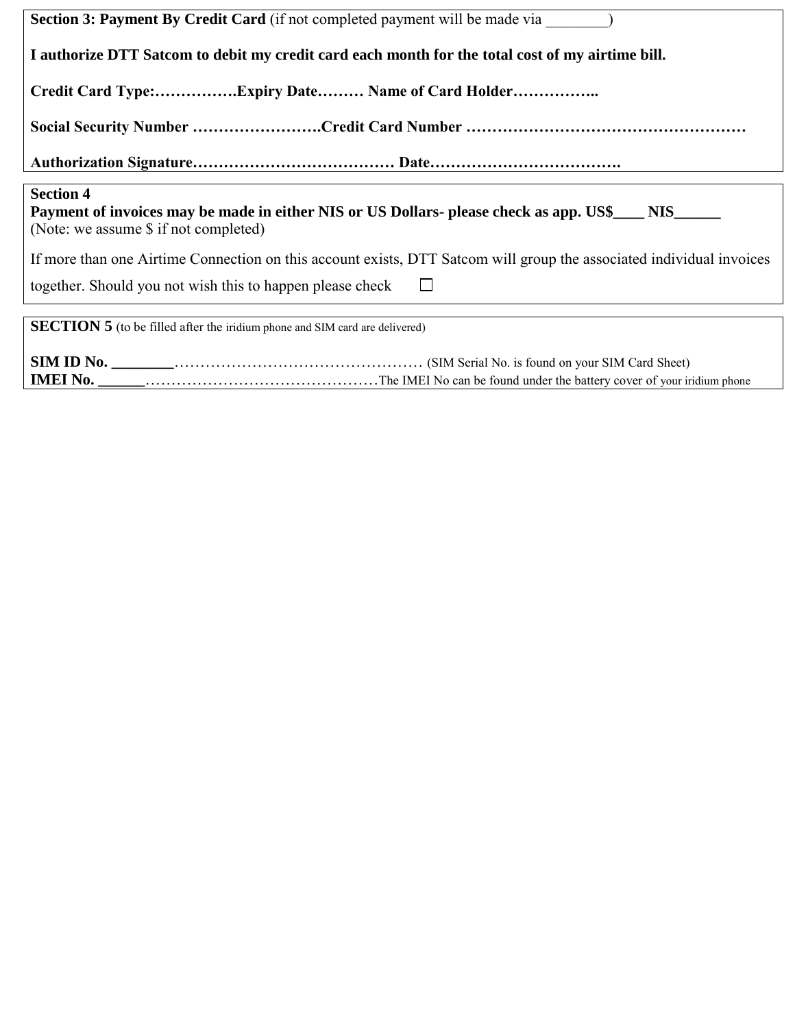**Section 3: Payment By Credit Card** (if not completed payment will be made via ________)

**I authorize DTT Satcom to debit my credit card each month for the total cost of my airtime bill.**

**Credit Card Type:…………….Expiry Date……… Name of Card Holder……………..**

**Social Security Number …………………….Credit Card Number ……………………………………………**

**Authorization Signature………………………………… Date……………………………….**

**Section 4**
**Payment of invoices may be made in either NIS or US Dollars- please check as app. US$____ NIS______**
(Note: we assume $ if not completed)

If more than one Airtime Connection on this account exists, DTT Satcom will group the associated individual invoices together. Should you not wish this to happen please check ☐

**SECTION 5** (to be filled after the iridium phone and SIM card are delivered)

**SIM ID No. ________**………………………………………… (SIM Serial No. is found on your SIM Card Sheet)
**IMEI No. ______**………………………………………The IMEI No can be found under the battery cover of your iridium phone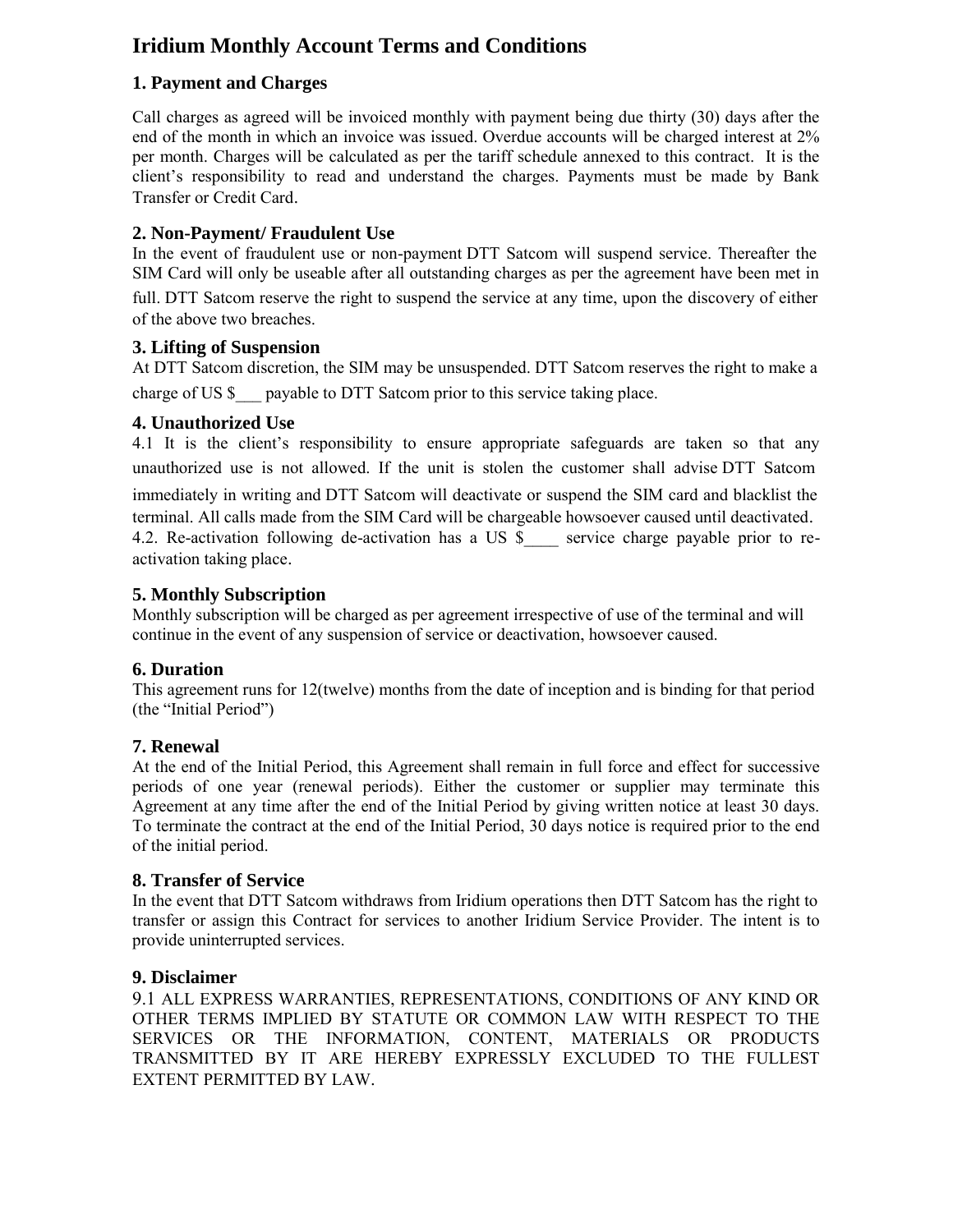# Iridium Monthly Account Terms and Conditions

## 1. Payment and Charges

Call charges as agreed will be invoiced monthly with payment being due thirty (30) days after the end of the month in which an invoice was issued. Overdue accounts will be charged interest at 2% per month. Charges will be calculated as per the tariff schedule annexed to this contract. It is the client's responsibility to read and understand the charges. Payments must be made by Bank Transfer or Credit Card.

## 2. Non-Payment/ Fraudulent Use

In the event of fraudulent use or non-payment DTT Satcom will suspend service. Thereafter the SIM Card will only be useable after all outstanding charges as per the agreement have been met in full. DTT Satcom reserve the right to suspend the service at any time, upon the discovery of either of the above two breaches.

## 3. Lifting of Suspension

At DTT Satcom discretion, the SIM may be unsuspended. DTT Satcom reserves the right to make a charge of US $___ payable to DTT Satcom prior to this service taking place.

## 4. Unauthorized Use

4.1 It is the client's responsibility to ensure appropriate safeguards are taken so that any unauthorized use is not allowed. If the unit is stolen the customer shall advise DTT Satcom immediately in writing and DTT Satcom will deactivate or suspend the SIM card and blacklist the terminal. All calls made from the SIM Card will be chargeable howsoever caused until deactivated.

4.2. Re-activation following de-activation has a US $____ service charge payable prior to re-activation taking place.

## 5. Monthly Subscription

Monthly subscription will be charged as per agreement irrespective of use of the terminal and will continue in the event of any suspension of service or deactivation, howsoever caused.

## 6. Duration

This agreement runs for 12(twelve) months from the date of inception and is binding for that period (the "Initial Period")

## 7. Renewal

At the end of the Initial Period, this Agreement shall remain in full force and effect for successive periods of one year (renewal periods). Either the customer or supplier may terminate this Agreement at any time after the end of the Initial Period by giving written notice at least 30 days. To terminate the contract at the end of the Initial Period, 30 days notice is required prior to the end of the initial period.

## 8. Transfer of Service

In the event that DTT Satcom withdraws from Iridium operations then DTT Satcom has the right to transfer or assign this Contract for services to another Iridium Service Provider. The intent is to provide uninterrupted services.

## 9. Disclaimer

9.1 ALL EXPRESS WARRANTIES, REPRESENTATIONS, CONDITIONS OF ANY KIND OR OTHER TERMS IMPLIED BY STATUTE OR COMMON LAW WITH RESPECT TO THE SERVICES OR THE INFORMATION, CONTENT, MATERIALS OR PRODUCTS TRANSMITTED BY IT ARE HEREBY EXPRESSLY EXCLUDED TO THE FULLEST EXTENT PERMITTED BY LAW.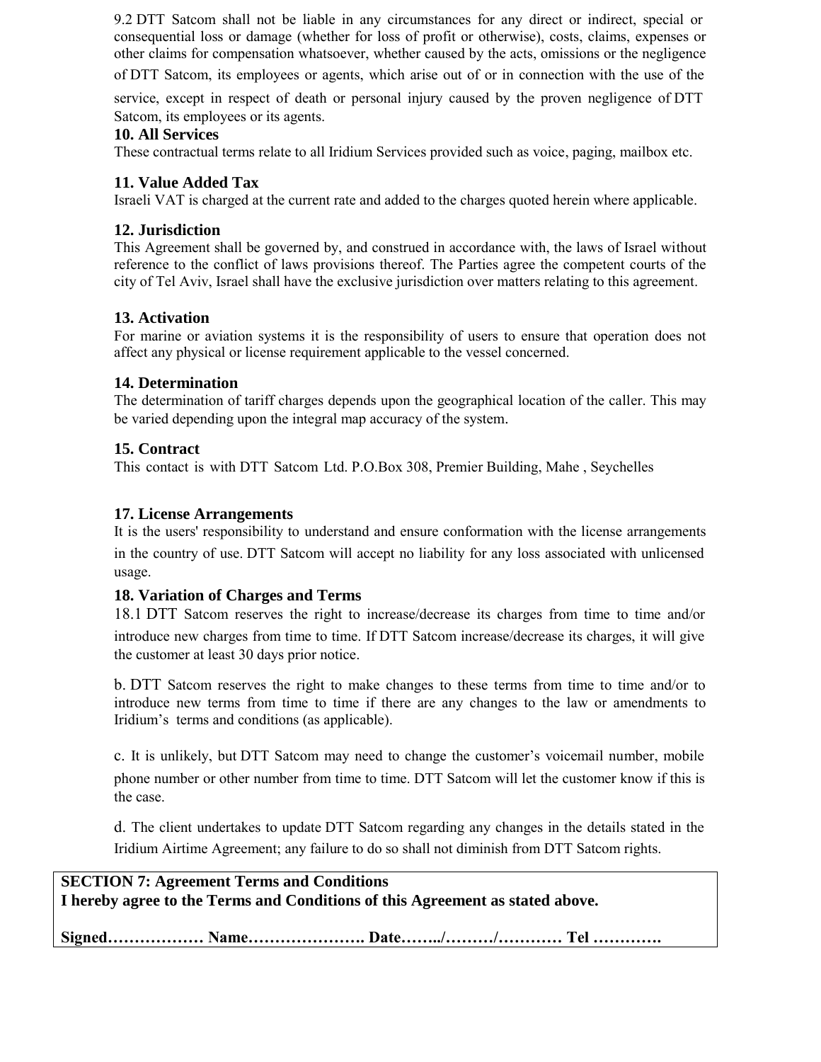9.2 DTT Satcom shall not be liable in any circumstances for any direct or indirect, special or consequential loss or damage (whether for loss of profit or otherwise), costs, claims, expenses or other claims for compensation whatsoever, whether caused by the acts, omissions or the negligence of DTT Satcom, its employees or agents, which arise out of or in connection with the use of the service, except in respect of death or personal injury caused by the proven negligence of DTT Satcom, its employees or its agents.

### 10. All Services

These contractual terms relate to all Iridium Services provided such as voice, paging, mailbox etc.

### 11. Value Added Tax

Israeli VAT is charged at the current rate and added to the charges quoted herein where applicable.

### 12. Jurisdiction

This Agreement shall be governed by, and construed in accordance with, the laws of Israel without reference to the conflict of laws provisions thereof. The Parties agree the competent courts of the city of Tel Aviv, Israel shall have the exclusive jurisdiction over matters relating to this agreement.

### 13. Activation

For marine or aviation systems it is the responsibility of users to ensure that operation does not affect any physical or license requirement applicable to the vessel concerned.

### 14. Determination

The determination of tariff charges depends upon the geographical location of the caller. This may be varied depending upon the integral map accuracy of the system.

### 15. Contract

This contact is with DTT Satcom Ltd. P.O.Box 308, Premier Building, Mahe , Seychelles

### 17. License Arrangements

It is the users' responsibility to understand and ensure conformation with the license arrangements in the country of use. DTT Satcom will accept no liability for any loss associated with unlicensed usage.

### 18. Variation of Charges and Terms

18.1 DTT Satcom reserves the right to increase/decrease its charges from time to time and/or introduce new charges from time to time. If DTT Satcom increase/decrease its charges, it will give the customer at least 30 days prior notice.

b. DTT Satcom reserves the right to make changes to these terms from time to time and/or to introduce new terms from time to time if there are any changes to the law or amendments to Iridium's terms and conditions (as applicable).

c. It is unlikely, but DTT Satcom may need to change the customer's voicemail number, mobile phone number or other number from time to time. DTT Satcom will let the customer know if this is the case.

d. The client undertakes to update DTT Satcom regarding any changes in the details stated in the Iridium Airtime Agreement; any failure to do so shall not diminish from DTT Satcom rights.

**SECTION 7: Agreement Terms and Conditions**
**I hereby agree to the Terms and Conditions of this Agreement as stated above.**

**Signed……………… Name…………………. Date……../………/………… Tel ………….**